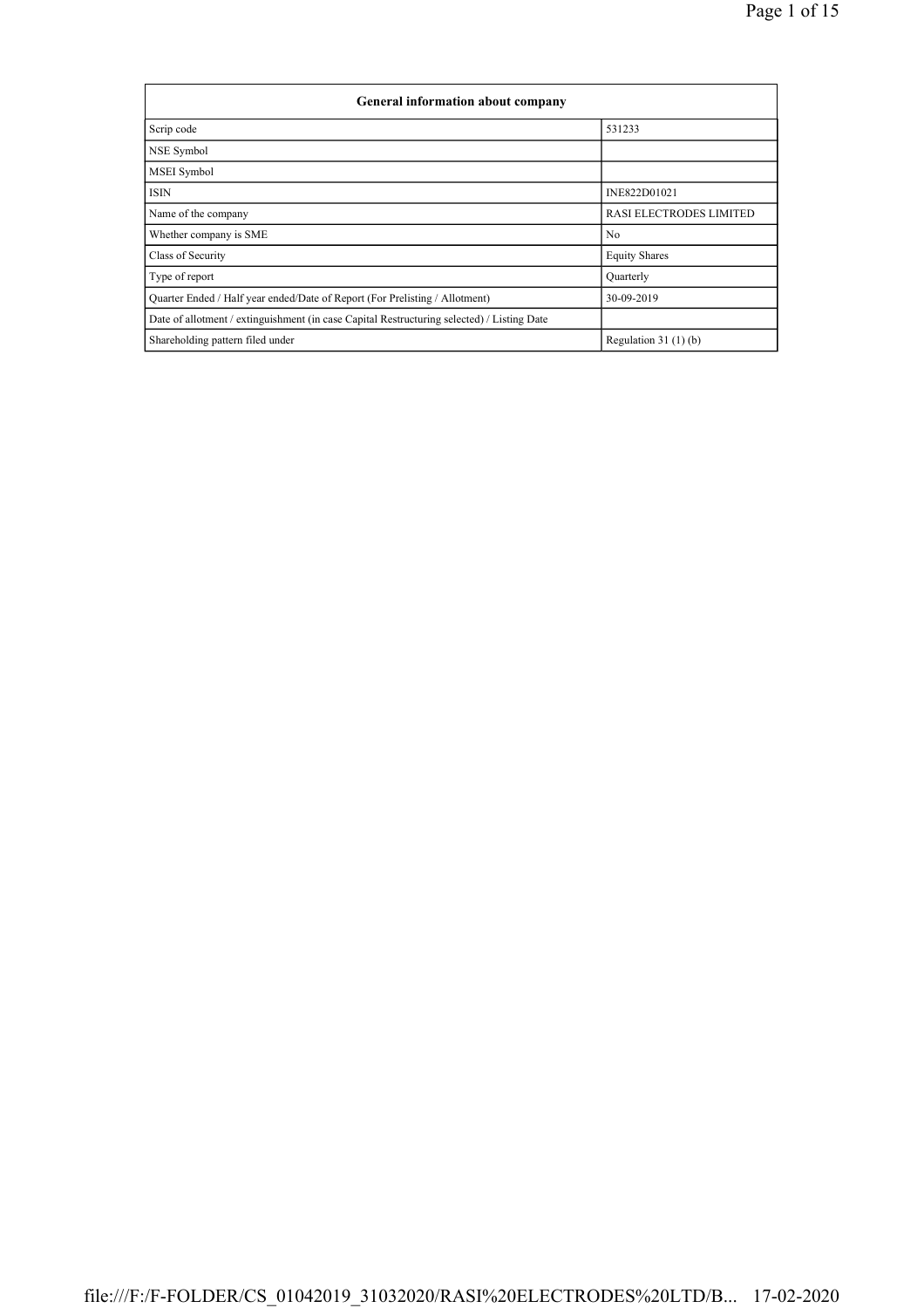| General information about company | |
|---|---|
| Scrip code | 531233 |
| NSE Symbol | |
| MSEI Symbol | |
| ISIN | INE822D01021 |
| Name of the company | RASI ELECTRODES LIMITED |
| Whether company is SME | No |
| Class of Security | Equity Shares |
| Type of report | Quarterly |
| Quarter Ended / Half year ended/Date of Report (For Prelisting / Allotment) | 30-09-2019 |
| Date of allotment / extinguishment (in case Capital Restructuring selected) / Listing Date | |
| Shareholding pattern filed under | Regulation 31 (1) (b) |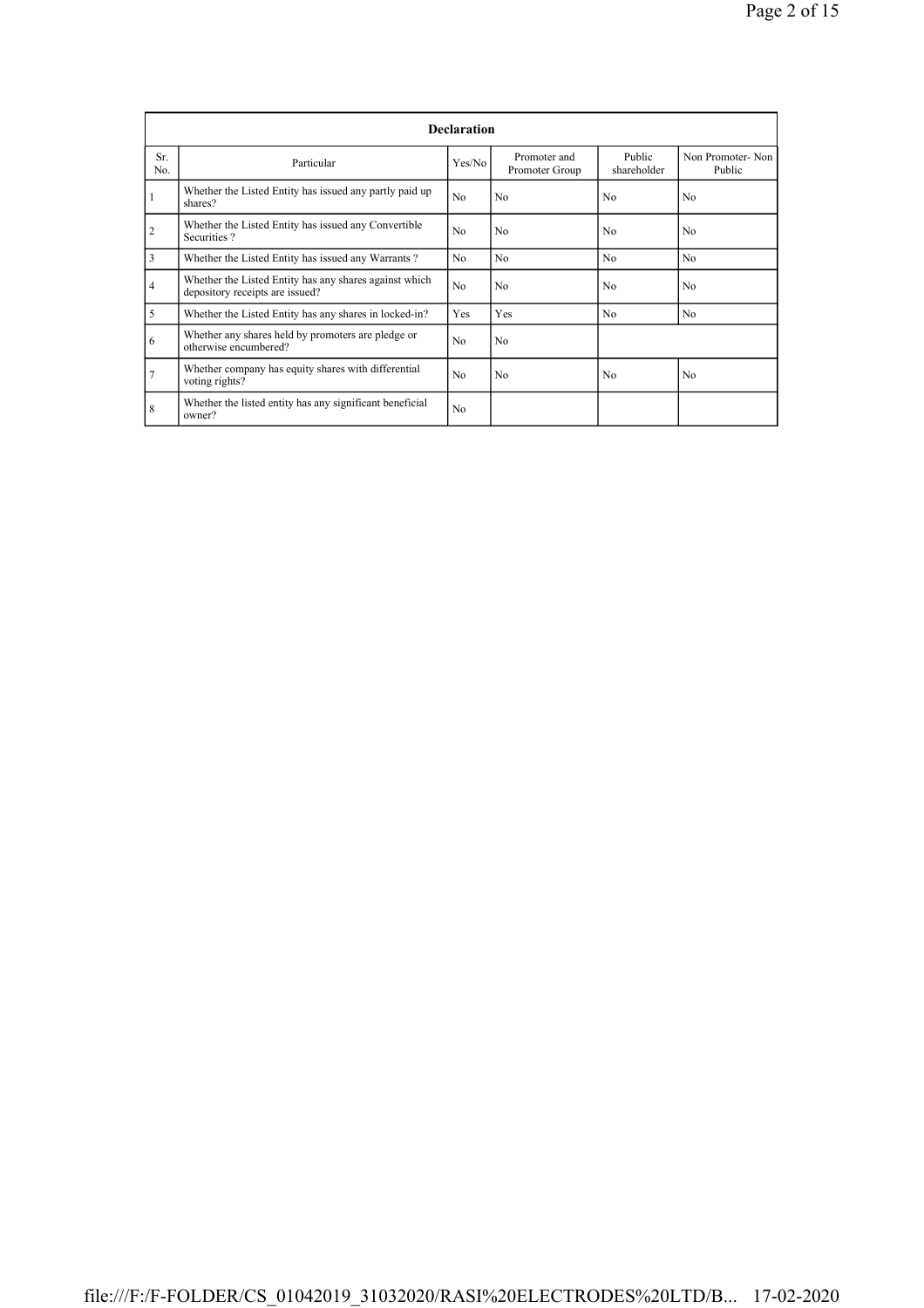| Declaration | | | | | |
|---|---|---|---|---|---|
| Sr. No. | Particular | Yes/No | Promoter and Promoter Group | Public shareholder | Non Promoter- Non Public |
| 1 | Whether the Listed Entity has issued any partly paid up shares? | No | No | No | No |
| 2 | Whether the Listed Entity has issued any Convertible Securities ? | No | No | No | No |
| 3 | Whether the Listed Entity has issued any Warrants ? | No | No | No | No |
| 4 | Whether the Listed Entity has any shares against which depository receipts are issued? | No | No | No | No |
| 5 | Whether the Listed Entity has any shares in locked-in? | Yes | Yes | No | No |
| 6 | Whether any shares held by promoters are pledge or otherwise encumbered? | No | No | | |
| 7 | Whether company has equity shares with differential voting rights? | No | No | No | No |
| 8 | Whether the listed entity has any significant beneficial owner? | No | | | |

file:///F:/F-FOLDER/CS_01042019_31032020/RASI%20ELECTRODES%20LTD/B... 17-02-2020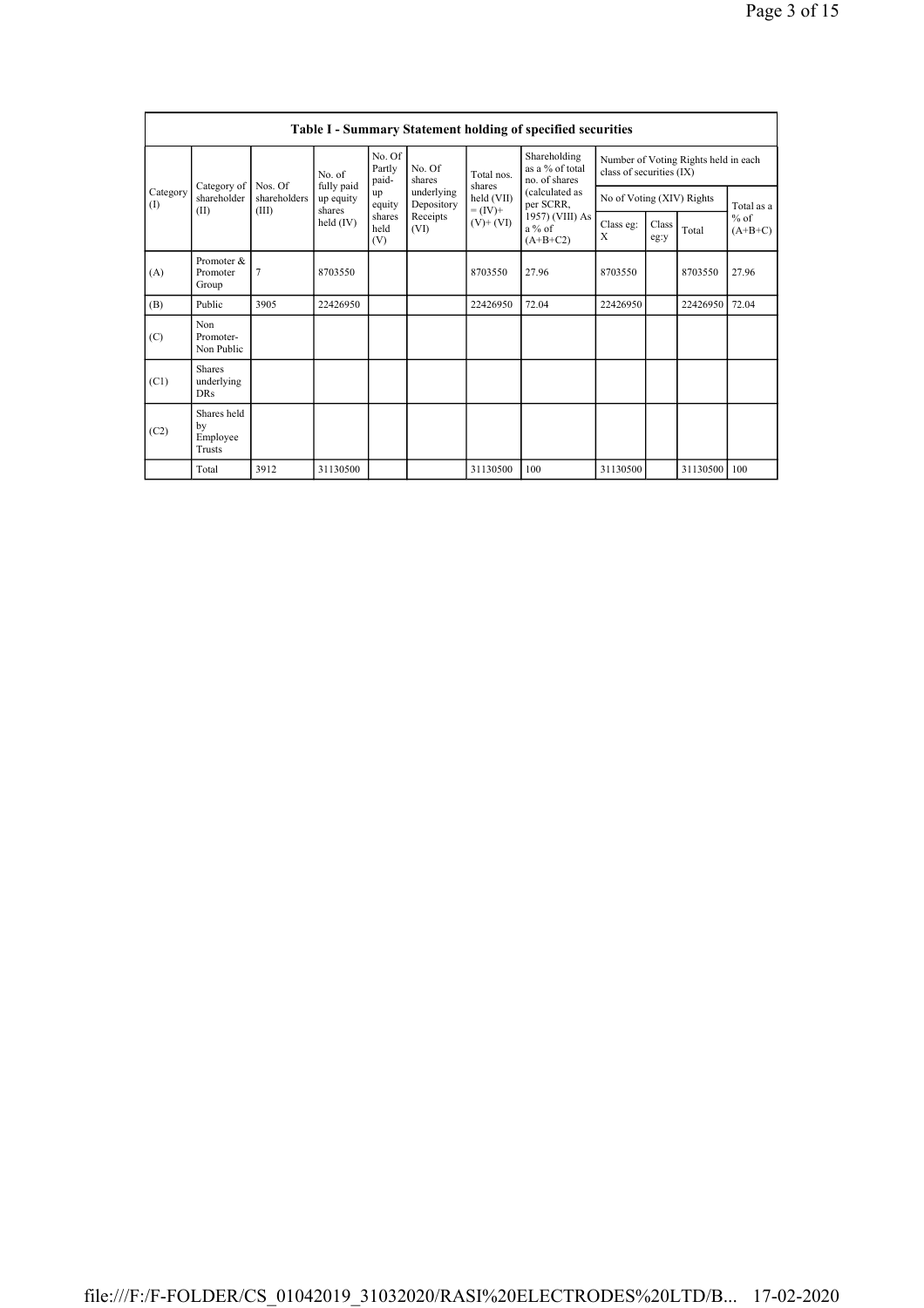## Table I - Summary Statement holding of specified securities

| Category (I) | Category of shareholder (II) | Nos. Of shareholders (III) | No. of fully paid up equity shares held (IV) | No. Of Partly paid-up equity shares held (V) | No. Of shares underlying Depository Receipts (VI) | Total nos. shares held (VII) = (IV)+ (V)+ (VI) | Shareholding as a % of total no. of shares (calculated as per SCRR, 1957) (VIII) As a % of (A+B+C2) | Number of Voting Rights held in each class of securities (IX) | | | |
|---|---|---|---|---|---|---|---|---|---|---|---|
| | | | | | | | | No of Voting (XIV) Rights | | | Total as a % of (A+B+C) |
| | | | | | | | | Class eg: X | Class eg:y | Total | |
| (A) | Promoter & Promoter Group | 7 | 8703550 | | | 8703550 | 27.96 | 8703550 | | 8703550 | 27.96 |
| (B) | Public | 3905 | 22426950 | | | 22426950 | 72.04 | 22426950 | | 22426950 | 72.04 |
| (C) | Non Promoter- Non Public | | | | | | | | | | |
| (C1) | Shares underlying DRs | | | | | | | | | | |
| (C2) | Shares held by Employee Trusts | | | | | | | | | | |
| | Total | 3912 | 31130500 | | | 31130500 | 100 | 31130500 | | 31130500 | 100 |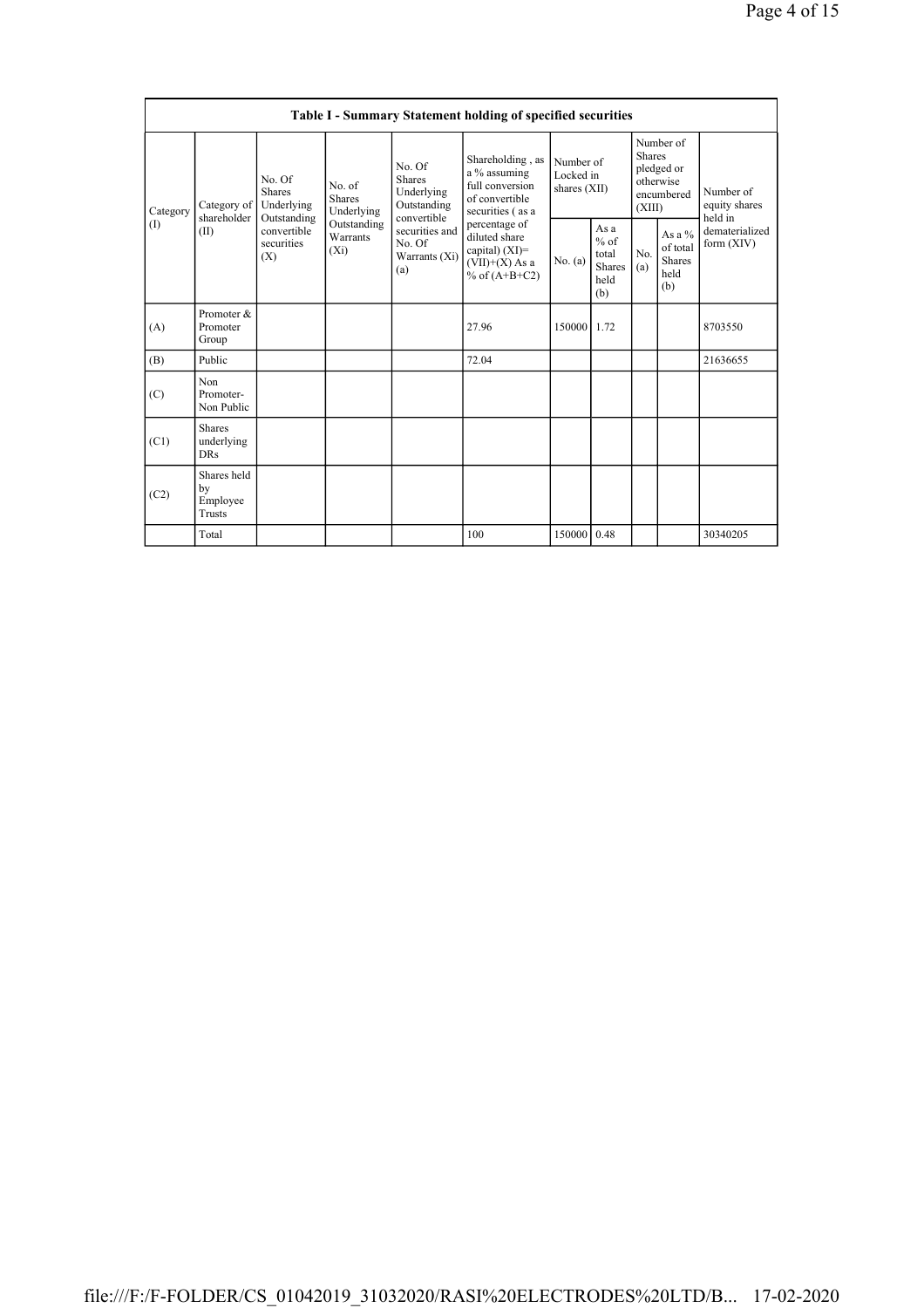| Table I - Summary Statement holding of specified securities | | | | | | | | | | | |
|---|---|---|---|---|---|---|---|---|---|---|---|
| Category (I) | Category of shareholder (II) | No. Of Shares Underlying Outstanding convertible securities (X) | No. of Shares Underlying Outstanding Warrants (Xi) | No. Of Shares Underlying Outstanding convertible securities and No. Of Warrants (Xi) (a) | Shareholding , as a % assuming full conversion of convertible securities ( as a percentage of diluted share capital) (XI)= (VII)+(X) As a % of (A+B+C2) | Number of Locked in shares (XII) | | Number of Shares pledged or otherwise encumbered (XIII) | | Number of equity shares held in dematerialized form (XIV) |
| | | | | | | No. (a) | As a % of total Shares held (b) | No. (a) | As a % of total Shares held (b) | |
| (A) | Promoter & Promoter Group | | | | 27.96 | 150000 | 1.72 | | | 8703550 |
| (B) | Public | | | | 72.04 | | | | | 21636655 |
| (C) | Non Promoter- Non Public | | | | | | | | | |
| (C1) | Shares underlying DRs | | | | | | | | | |
| (C2) | Shares held by Employee Trusts | | | | | | | | | |
| | Total | | | | 100 | 150000 | 0.48 | | | 30340205 |

file:///F:/F-FOLDER/CS_01042019_31032020/RASI%20ELECTRODES%20LTD/B... 17-02-2020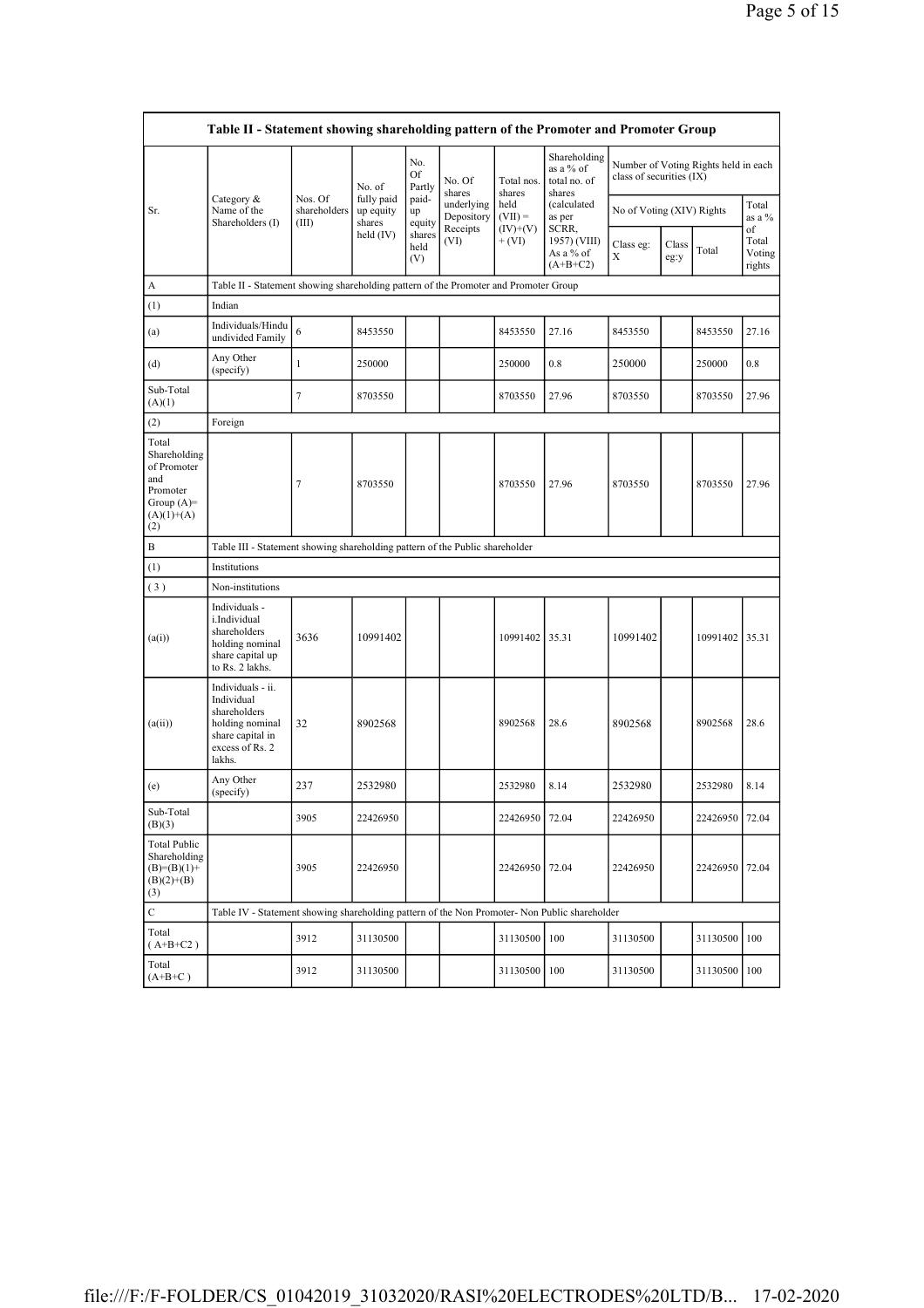| Table II - Statement showing shareholding pattern of the Promoter and Promoter Group | | | | | | | | | | | |
|---|---|---|---|---|---|---|---|---|---|---|---|
| Sr. | Category & Name of the Shareholders (I) | Nos. Of shareholders (III) | No. of fully paid up equity shares held (IV) | No. Of Partly paid-up equity shares held (V) | No. Of shares underlying Depository Receipts (VI) | Total nos. shares held (VII) = (IV)+(V)+ (VI) | Shareholding as a % of total no. of shares (calculated as per SCRR, 1957) (VIII) As a % of (A+B+C2) | Number of Voting Rights held in each class of securities (IX) | | | |
| | | | | | | | | No of Voting (XIV) Rights | | | Total as a % of Total Voting rights |
| | | | | | | | | Class eg: X | Class eg:y | Total | |
| A | Table II - Statement showing shareholding pattern of the Promoter and Promoter Group | | | | | | | | | | |
| (1) | Indian | | | | | | | | | | |
| (a) | Individuals/Hindu undivided Family | 6 | 8453550 | | | 8453550 | 27.16 | 8453550 | | 8453550 | 27.16 |
| (d) | Any Other (specify) | 1 | 250000 | | | 250000 | 0.8 | 250000 | | 250000 | 0.8 |
| Sub-Total (A)(1) | | 7 | 8703550 | | | 8703550 | 27.96 | 8703550 | | 8703550 | 27.96 |
| (2) | Foreign | | | | | | | | | | |
| Total Shareholding of Promoter and Promoter Group (A)=(A)(1)+(A)(2) | | 7 | 8703550 | | | 8703550 | 27.96 | 8703550 | | 8703550 | 27.96 |
| B | Table III - Statement showing shareholding pattern of the Public shareholder | | | | | | | | | | |
| (1) | Institutions | | | | | | | | | | |
| (3) | Non-institutions | | | | | | | | | | |
| (a(i)) | Individuals - i.Individual shareholders holding nominal share capital up to Rs. 2 lakhs. | 3636 | 10991402 | | | 10991402 | 35.31 | 10991402 | | 10991402 | 35.31 |
| (a(ii)) | Individuals - ii. Individual shareholders holding nominal share capital in excess of Rs. 2 lakhs. | 32 | 8902568 | | | 8902568 | 28.6 | 8902568 | | 8902568 | 28.6 |
| (e) | Any Other (specify) | 237 | 2532980 | | | 2532980 | 8.14 | 2532980 | | 2532980 | 8.14 |
| Sub-Total (B)(3) | | 3905 | 22426950 | | | 22426950 | 72.04 | 22426950 | | 22426950 | 72.04 |
| Total Public Shareholding (B)=(B)(1)+(B)(2)+(B)(3) | | 3905 | 22426950 | | | 22426950 | 72.04 | 22426950 | | 22426950 | 72.04 |
| C | Table IV - Statement showing shareholding pattern of the Non Promoter- Non Public shareholder | | | | | | | | | | |
| Total ( A+B+C2 ) | | 3912 | 31130500 | | | 31130500 | 100 | 31130500 | | 31130500 | 100 |
| Total (A+B+C ) | | 3912 | 31130500 | | | 31130500 | 100 | 31130500 | | 31130500 | 100 |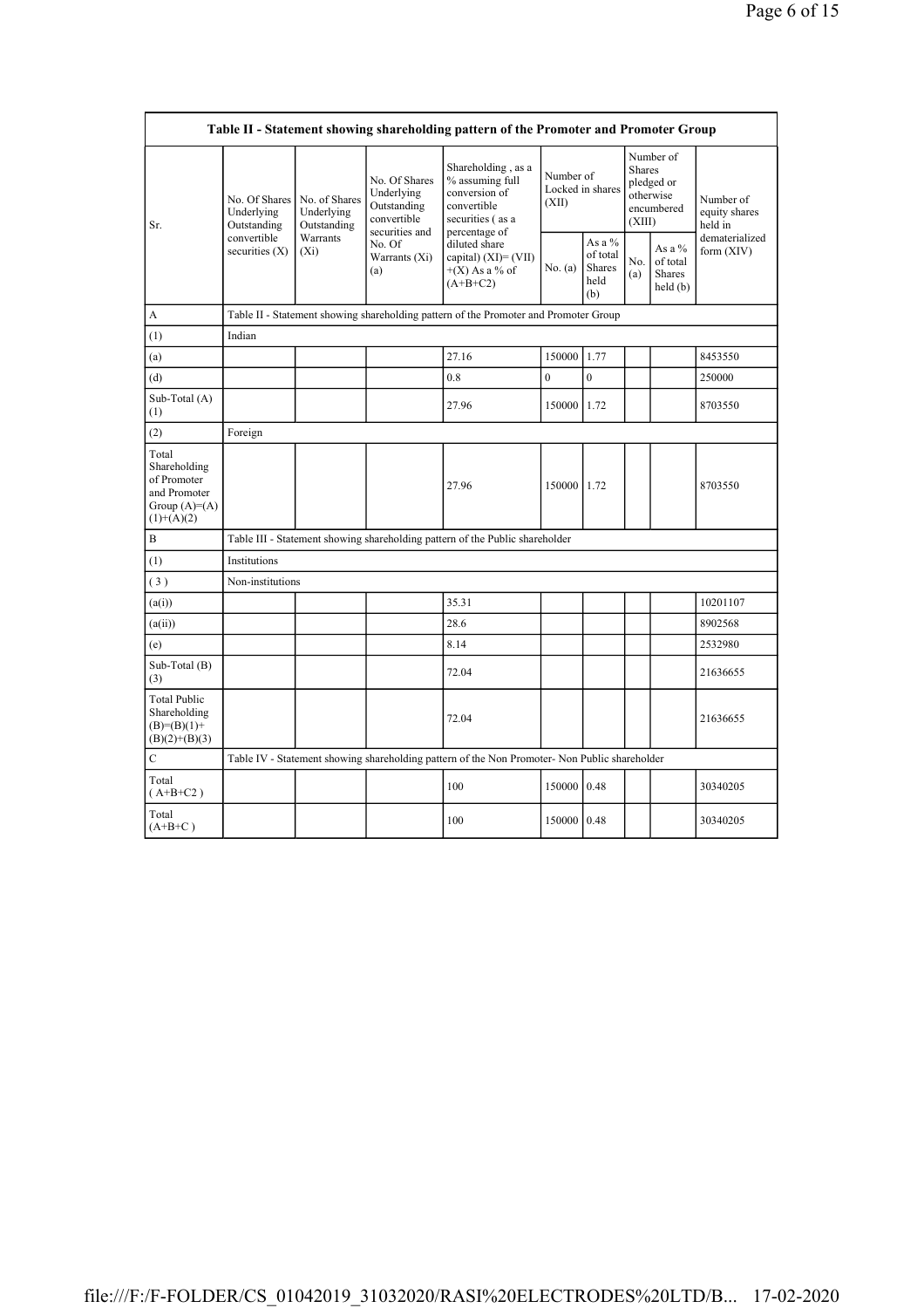| Table II - Statement showing shareholding pattern of the Promoter and Promoter Group | | | | | | | | | |
|---|---|---|---|---|---|---|---|---|---|
| Sr. | No. Of Shares Underlying Outstanding convertible securities (X) | No. of Shares Underlying Outstanding Warrants (Xi) | No. Of Shares Underlying Outstanding convertible securities and No. Of Warrants (Xi) (a) | Shareholding , as a % assuming full conversion of convertible securities ( as a percentage of diluted share capital) (XI)= (VII)+(X) As a % of (A+B+C2) | Number of Locked in shares (XII) | | Number of Shares pledged or otherwise encumbered (XIII) | | Number of equity shares held in dematerialized form (XIV) |
| | | | | | No. (a) | As a % of total Shares held (b) | No. (a) | As a % of total Shares held (b) | |
| A | Table II - Statement showing shareholding pattern of the Promoter and Promoter Group | | | | | | | | |
| (1) | Indian | | | | | | | | |
| (a) | | | | 27.16 | 150000 | 1.77 | | | 8453550 |
| (d) | | | | 0.8 | 0 | 0 | | | 250000 |
| Sub-Total (A) (1) | | | | 27.96 | 150000 | 1.72 | | | 8703550 |
| (2) | Foreign | | | | | | | | |
| Total Shareholding of Promoter and Promoter Group (A)=(A)(1)+(A)(2) | | | | 27.96 | 150000 | 1.72 | | | 8703550 |
| B | Table III - Statement showing shareholding pattern of the Public shareholder | | | | | | | | |
| (1) | Institutions | | | | | | | | |
| (3) | Non-institutions | | | | | | | | |
| (a(i)) | | | | 35.31 | | | | | 10201107 |
| (a(ii)) | | | | 28.6 | | | | | 8902568 |
| (e) | | | | 8.14 | | | | | 2532980 |
| Sub-Total (B) (3) | | | | 72.04 | | | | | 21636655 |
| Total Public Shareholding (B)=(B)(1)+(B)(2)+(B)(3) | | | | 72.04 | | | | | 21636655 |
| C | Table IV - Statement showing shareholding pattern of the Non Promoter- Non Public shareholder | | | | | | | | |
| Total ( A+B+C2 ) | | | | 100 | 150000 | 0.48 | | | 30340205 |
| Total (A+B+C ) | | | | 100 | 150000 | 0.48 | | | 30340205 |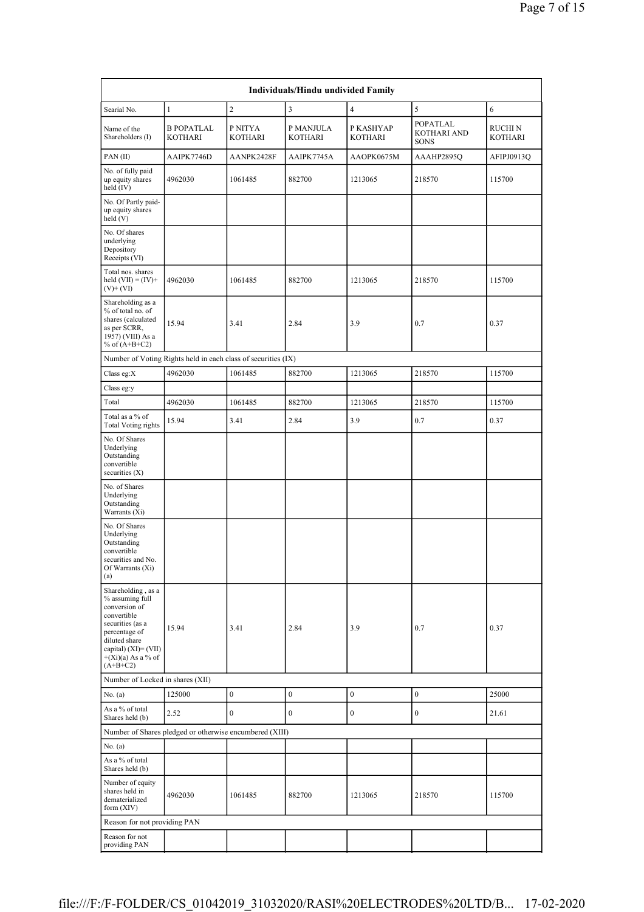| Individuals/Hindu undivided Family | | | | | | |
|---|---|---|---|---|---|---|
| Searial No. | 1 | 2 | 3 | 4 | 5 | 6 |
| Name of the Shareholders (I) | B POPATLAL KOTHARI | P NITYA KOTHARI | P MANJULA KOTHARI | P KASHYAP KOTHARI | POPATLAL KOTHARI AND SONS | RUCHI N KOTHARI |
| PAN (II) | AAIPK7746D | AANPK2428F | AAIPK7745A | AAOPK0675M | AAAHP2895Q | AFIPJ0913Q |
| No. of fully paid up equity shares held (IV) | 4962030 | 1061485 | 882700 | 1213065 | 218570 | 115700 |
| No. Of Partly paid-up equity shares held (V) | | | | | | |
| No. Of shares underlying Depository Receipts (VI) | | | | | | |
| Total nos. shares held (VII) = (IV)+(V)+ (VI) | 4962030 | 1061485 | 882700 | 1213065 | 218570 | 115700 |
| Shareholding as a % of total no. of shares (calculated as per SCRR, 1957) (VIII) As a % of (A+B+C2) | 15.94 | 3.41 | 2.84 | 3.9 | 0.7 | 0.37 |
| Number of Voting Rights held in each class of securities (IX) | | | | | | |
| Class eg:X | 4962030 | 1061485 | 882700 | 1213065 | 218570 | 115700 |
| Class eg:y | | | | | | |
| Total | 4962030 | 1061485 | 882700 | 1213065 | 218570 | 115700 |
| Total as a % of Total Voting rights | 15.94 | 3.41 | 2.84 | 3.9 | 0.7 | 0.37 |
| No. Of Shares Underlying Outstanding convertible securities (X) | | | | | | |
| No. of Shares Underlying Outstanding Warrants (Xi) | | | | | | |
| No. Of Shares Underlying Outstanding convertible securities and No. Of Warrants (Xi) (a) | | | | | | |
| Shareholding , as a % assuming full conversion of convertible securities (as a percentage of diluted share capital) (XI)= (VII)+(Xi)(a) As a % of (A+B+C2) | 15.94 | 3.41 | 2.84 | 3.9 | 0.7 | 0.37 |
| Number of Locked in shares (XII) | | | | | | |
| No. (a) | 125000 | 0 | 0 | 0 | 0 | 25000 |
| As a % of total Shares held (b) | 2.52 | 0 | 0 | 0 | 0 | 21.61 |
| Number of Shares pledged or otherwise encumbered (XIII) | | | | | | |
| No. (a) | | | | | | |
| As a % of total Shares held (b) | | | | | | |
| Number of equity shares held in dematerialized form (XIV) | 4962030 | 1061485 | 882700 | 1213065 | 218570 | 115700 |
| Reason for not providing PAN | | | | | | |
| Reason for not providing PAN | | | | | | |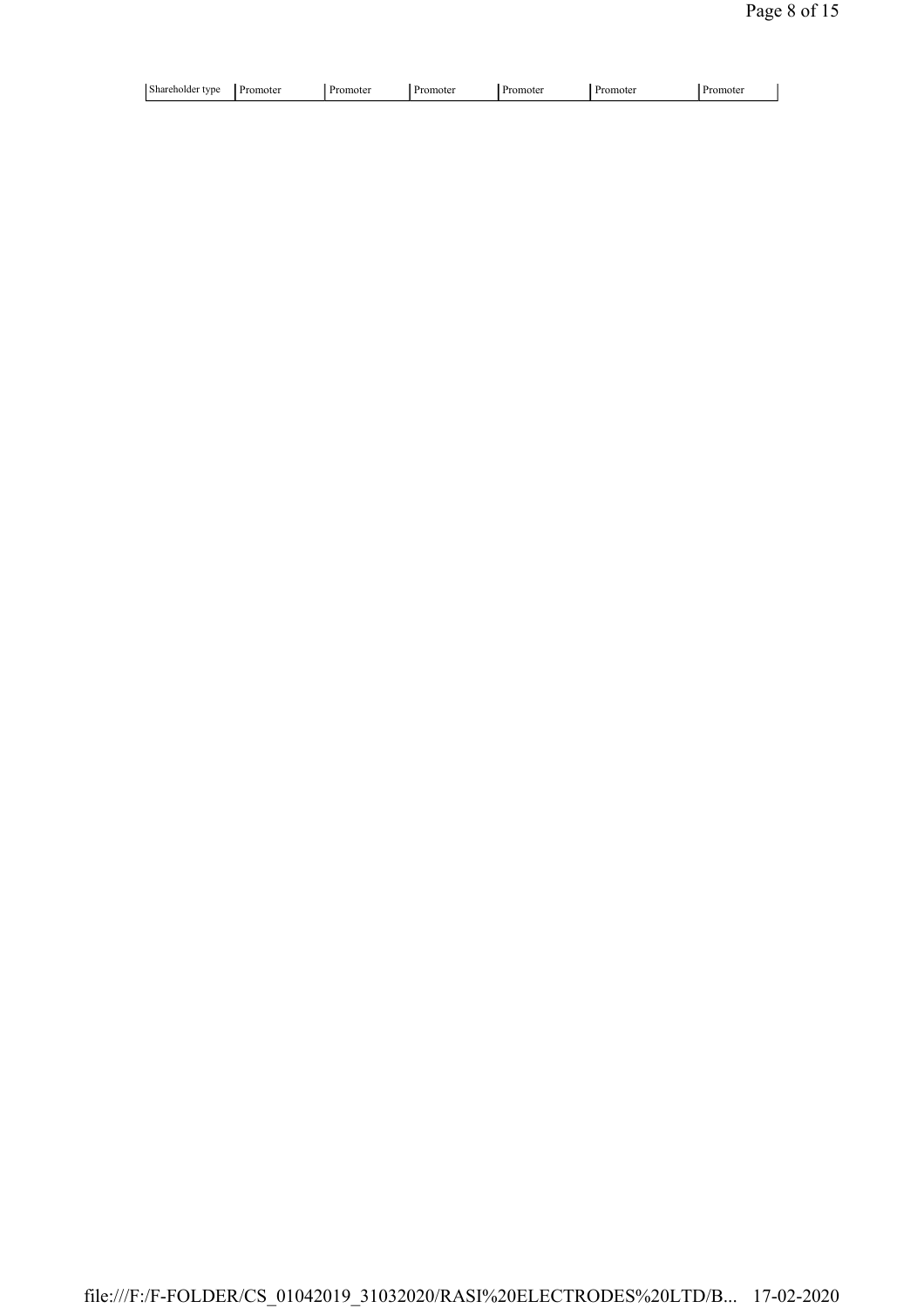| Shareholder type | Promoter | Promoter | Promoter | Promoter | Promoter | Promoter |
|---|---|---|---|---|---|---|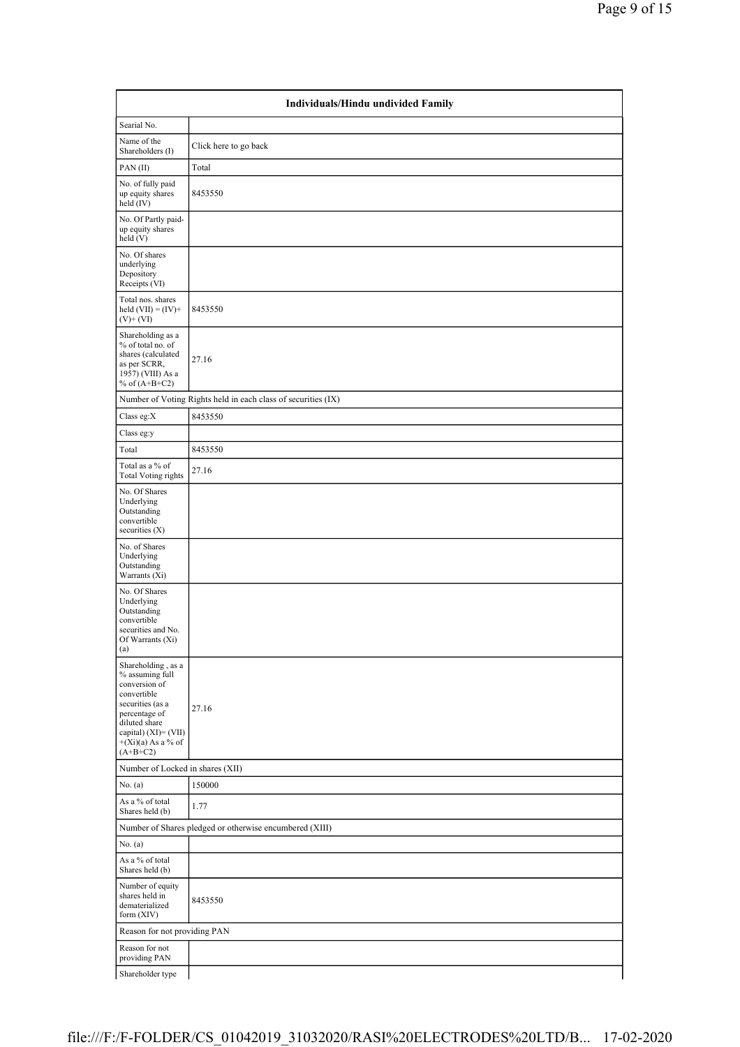| Individuals/Hindu undivided Family | |
|---|---|
| Searial No. | |
| Name of the Shareholders (I) | Click here to go back |
| PAN (II) | Total |
| No. of fully paid up equity shares held (IV) | 8453550 |
| No. Of Partly paid-up equity shares held (V) | |
| No. Of shares underlying Depository Receipts (VI) | |
| Total nos. shares held (VII) = (IV)+ (V)+ (VI) | 8453550 |
| Shareholding as a % of total no. of shares (calculated as per SCRR, 1957) (VIII) As a % of (A+B+C2) | 27.16 |
| Number of Voting Rights held in each class of securities (IX) | |
| Class eg:X | 8453550 |
| Class eg:y | |
| Total | 8453550 |
| Total as a % of Total Voting rights | 27.16 |
| No. Of Shares Underlying Outstanding convertible securities (X) | |
| No. of Shares Underlying Outstanding Warrants (Xi) | |
| No. Of Shares Underlying Outstanding convertible securities and No. Of Warrants (Xi) (a) | |
| Shareholding , as a % assuming full conversion of convertible securities (as a percentage of diluted share capital) (XI)= (VII)+(Xi)(a) As a % of (A+B+C2) | 27.16 |
| Number of Locked in shares (XII) | |
| No. (a) | 150000 |
| As a % of total Shares held (b) | 1.77 |
| Number of Shares pledged or otherwise encumbered (XIII) | |
| No. (a) | |
| As a % of total Shares held (b) | |
| Number of equity shares held in dematerialized form (XIV) | 8453550 |
| Reason for not providing PAN | |
| Reason for not providing PAN | |
| Shareholder type | |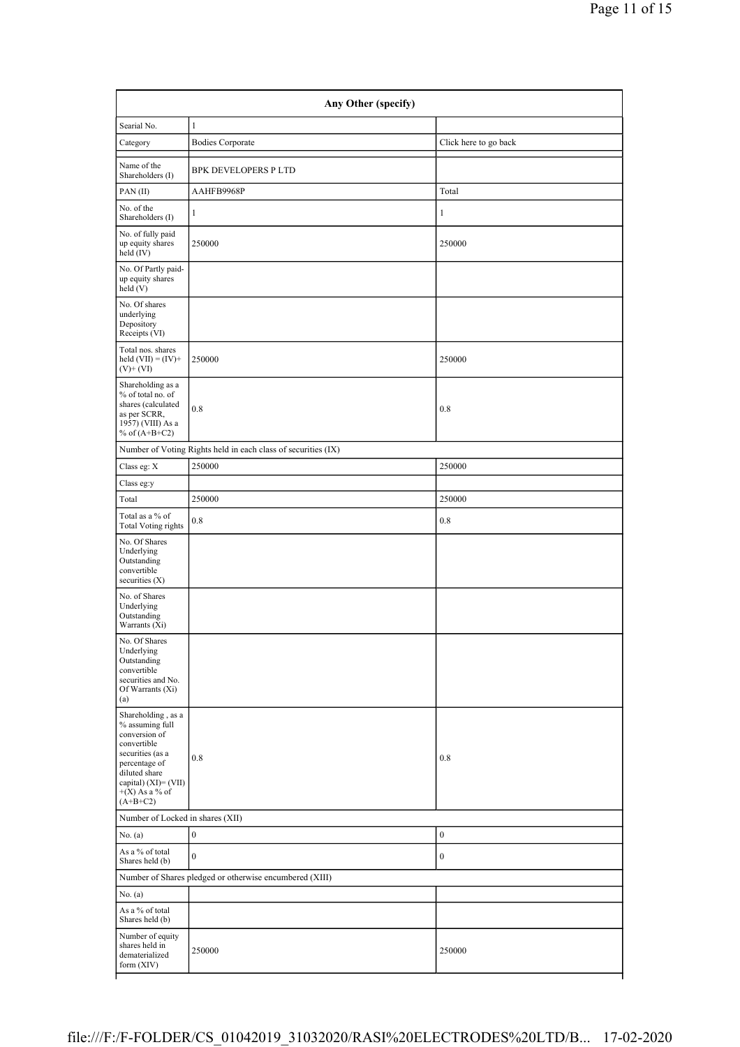| Any Other (specify) | | |
|---|---|---|
| Searial No. | 1 | |
| Category | Bodies Corporate | Click here to go back |
| Name of the Shareholders (I) | BPK DEVELOPERS P LTD | |
| PAN (II) | AAHFB9968P | Total |
| No. of the Shareholders (I) | 1 | 1 |
| No. of fully paid up equity shares held (IV) | 250000 | 250000 |
| No. Of Partly paid-up equity shares held (V) | | |
| No. Of shares underlying Depository Receipts (VI) | | |
| Total nos. shares held (VII) = (IV)+ (V)+ (VI) | 250000 | 250000 |
| Shareholding as a % of total no. of shares (calculated as per SCRR, 1957) (VIII) As a % of (A+B+C2) | 0.8 | 0.8 |
| Number of Voting Rights held in each class of securities (IX) | | |
| Class eg: X | 250000 | 250000 |
| Class eg:y | | |
| Total | 250000 | 250000 |
| Total as a % of Total Voting rights | 0.8 | 0.8 |
| No. Of Shares Underlying Outstanding convertible securities (X) | | |
| No. of Shares Underlying Outstanding Warrants (Xi) | | |
| No. Of Shares Underlying Outstanding convertible securities and No. Of Warrants (Xi) (a) | | |
| Shareholding , as a % assuming full conversion of convertible securities (as a percentage of diluted share capital) (XI)= (VII) +(X) As a % of (A+B+C2) | 0.8 | 0.8 |
| Number of Locked in shares (XII) | | |
| No. (a) | 0 | 0 |
| As a % of total Shares held (b) | 0 | 0 |
| Number of Shares pledged or otherwise encumbered (XIII) | | |
| No. (a) | | |
| As a % of total Shares held (b) | | |
| Number of equity shares held in dematerialized form (XIV) | 250000 | 250000 |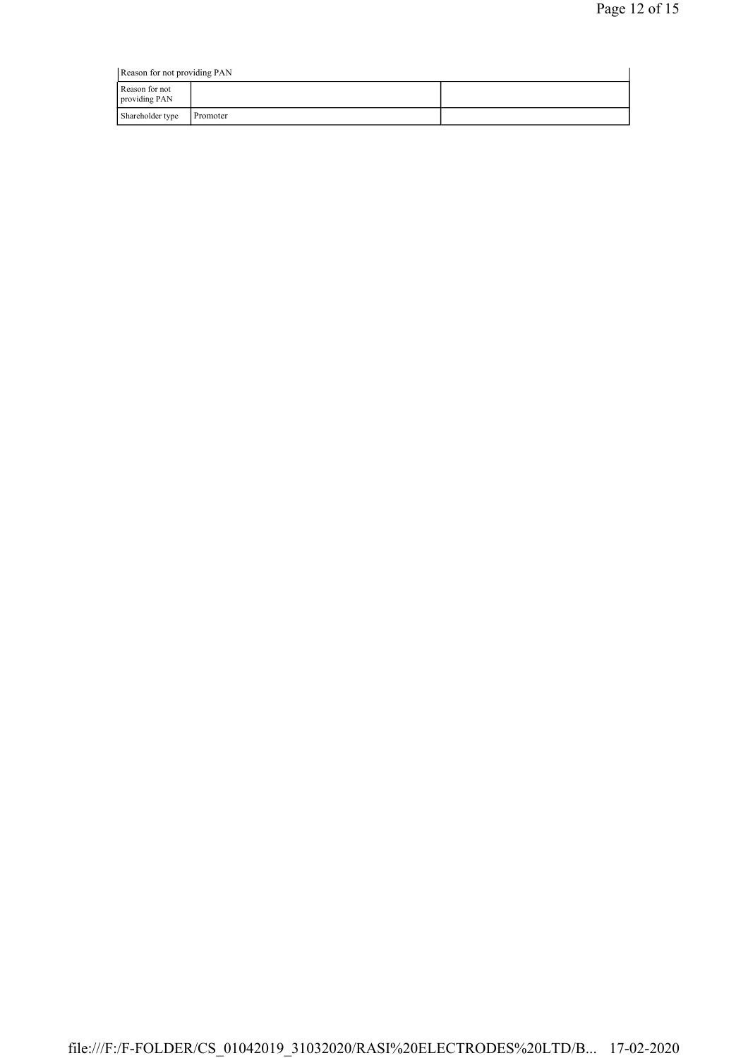| Reason for not providing PAN | | |
|---|---|---|
| Reason for not providing PAN | | |
| Shareholder type | Promoter | |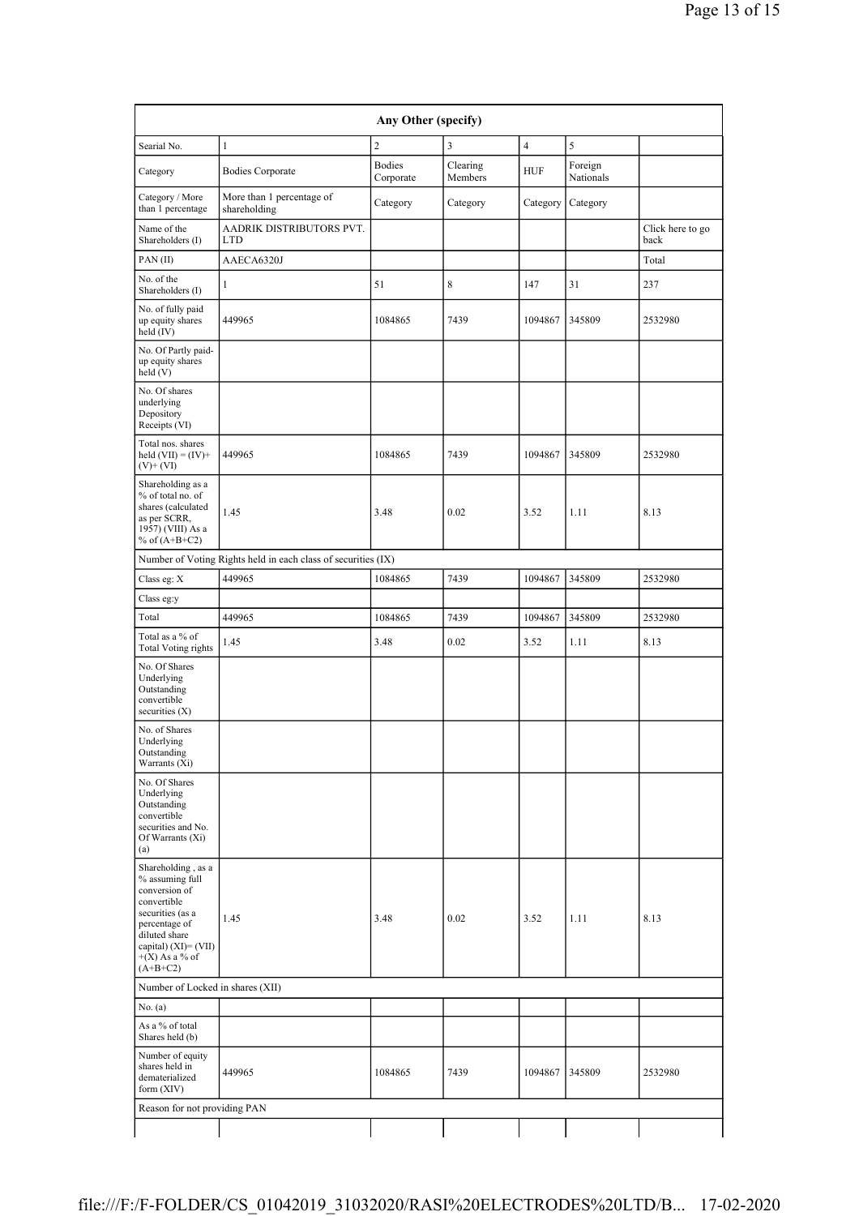| Any Other (specify) | | | | | | |
|---|---|---|---|---|---|---|
| Searial No. | 1 | 2 | 3 | 4 | 5 | |
| Category | Bodies Corporate | Bodies Corporate | Clearing Members | HUF | Foreign Nationals | |
| Category / More than 1 percentage | More than 1 percentage of shareholding | Category | Category | Category | Category | |
| Name of the Shareholders (I) | AADRIK DISTRIBUTORS PVT. LTD | | | | | Click here to go back |
| PAN (II) | AAECA6320J | | | | | Total |
| No. of the Shareholders (I) | 1 | 51 | 8 | 147 | 31 | 237 |
| No. of fully paid up equity shares held (IV) | 449965 | 1084865 | 7439 | 1094867 | 345809 | 2532980 |
| No. Of Partly paid-up equity shares held (V) | | | | | | |
| No. Of shares underlying Depository Receipts (VI) | | | | | | |
| Total nos. shares held (VII) = (IV)+(V)+ (VI) | 449965 | 1084865 | 7439 | 1094867 | 345809 | 2532980 |
| Shareholding as a % of total no. of shares (calculated as per SCRR, 1957) (VIII) As a % of (A+B+C2) | 1.45 | 3.48 | 0.02 | 3.52 | 1.11 | 8.13 |
| Number of Voting Rights held in each class of securities (IX) | | | | | | |
| Class eg: X | 449965 | 1084865 | 7439 | 1094867 | 345809 | 2532980 |
| Class eg:y | | | | | | |
| Total | 449965 | 1084865 | 7439 | 1094867 | 345809 | 2532980 |
| Total as a % of Total Voting rights | 1.45 | 3.48 | 0.02 | 3.52 | 1.11 | 8.13 |
| No. Of Shares Underlying Outstanding convertible securities (X) | | | | | | |
| No. of Shares Underlying Outstanding Warrants (Xi) | | | | | | |
| No. Of Shares Underlying Outstanding convertible securities and No. Of Warrants (Xi) (a) | | | | | | |
| Shareholding , as a % assuming full conversion of convertible securities (as a percentage of diluted share capital) (XI)= (VII)+(X) As a % of (A+B+C2) | 1.45 | 3.48 | 0.02 | 3.52 | 1.11 | 8.13 |
| Number of Locked in shares (XII) | | | | | | |
| No. (a) | | | | | | |
| As a % of total Shares held (b) | | | | | | |
| Number of equity shares held in dematerialized form (XIV) | 449965 | 1084865 | 7439 | 1094867 | 345809 | 2532980 |
| Reason for not providing PAN | | | | | | |
| | | | | | | |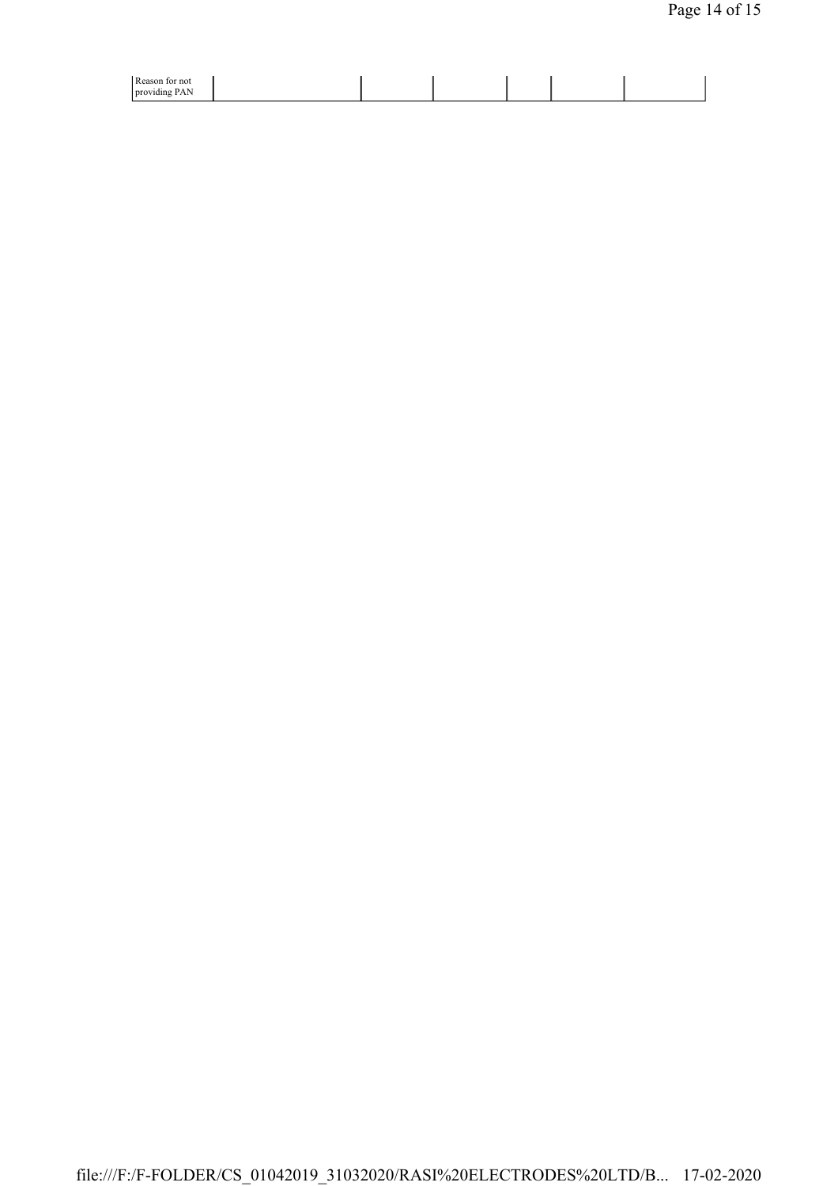| Reason for not providing PAN | | | | | | |
|---|---|---|---|---|---|---|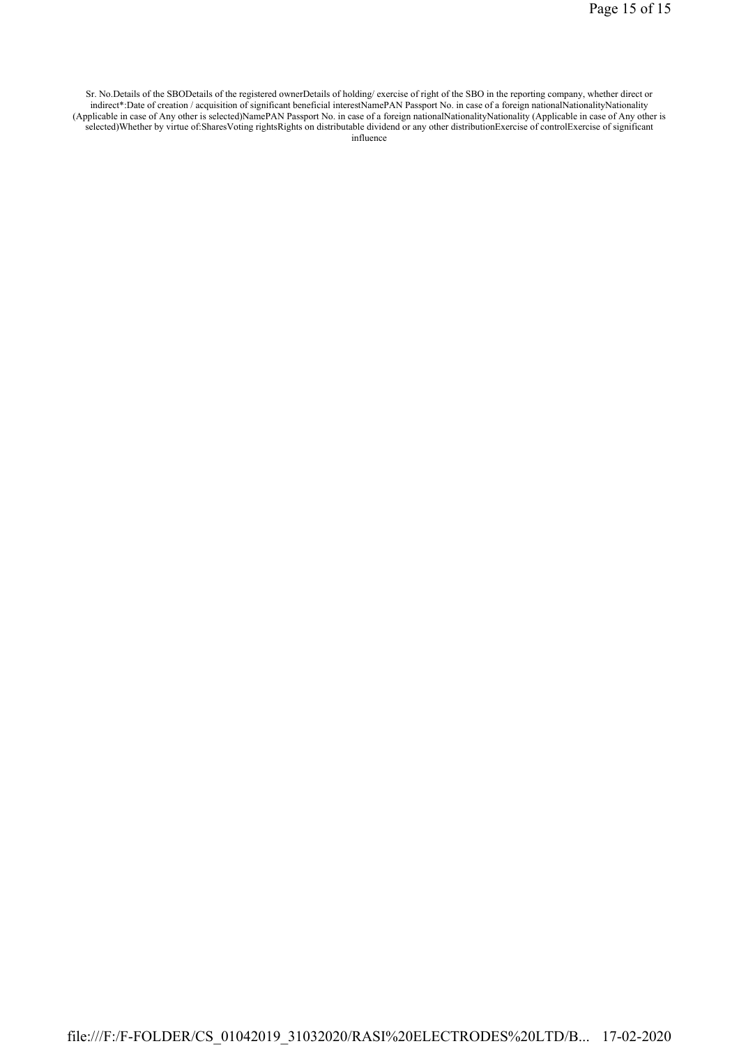| Sr. No. | Details of the SBO | | | | | Details of the registered owner | | | | | Details of holding/ exercise of right of the SBO in the reporting company, whether direct or indirect*: | | | | | Date of creation / acquisition of significant beneficial interest |
|---|---|---|---|---|---|---|---|---|---|---|---|---|---|---|---|---|
| | Name | PAN | Passport No. in case of a foreign national | Nationality | Nationality (Applicable in case of Any other is selected) | Name | PAN | Passport No. in case of a foreign national | Nationality | Nationality (Applicable in case of Any other is selected) | Whether by virtue of: Shares | Voting rights | Rights on distributable dividend or any other distribution | Exercise of control | Exercise of significant influence | |